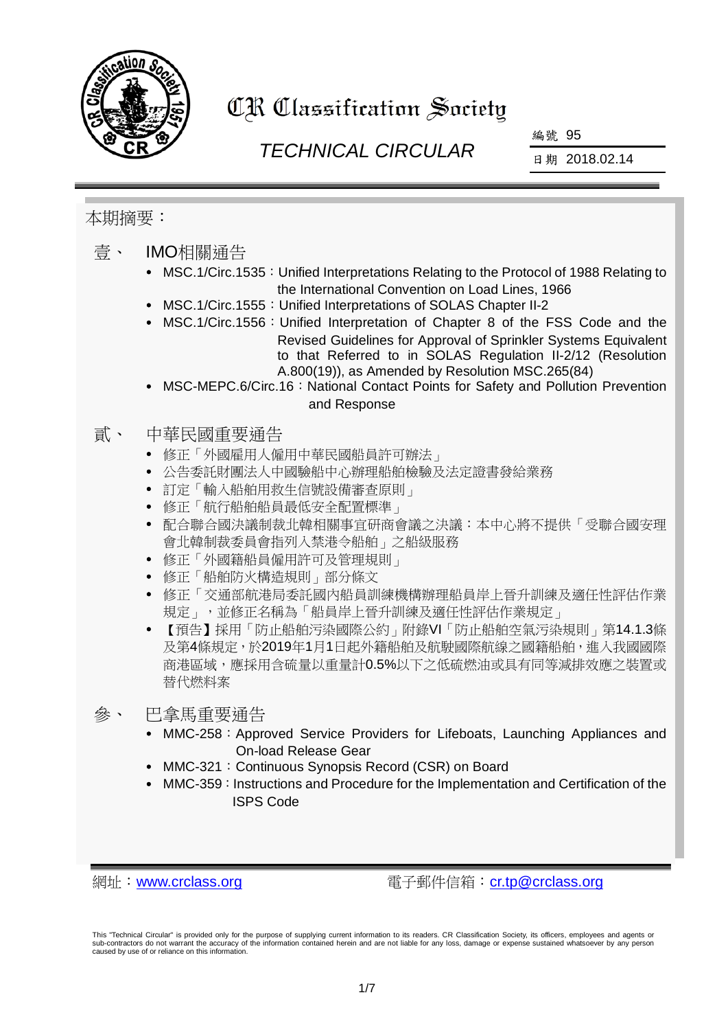# CR Classification Society

## TECHNICAL CIRCULAR

編號 95

日期 2018.02.14

本期摘要：

### 壹、 IMO相關通告

- MSC.1/Circ.1535：Unified Interpretations Relating to the Protocol of 1988 Relating to the International Convention on Load Lines, 1966
- MSC.1/Circ.1555：Unified Interpretations of SOLAS Chapter II-2
- MSC.1/Circ.1556：Unified Interpretation of Chapter 8 of the FSS Code and the Revised Guidelines for Approval of Sprinkler Systems Equivalent to that Referred to in SOLAS Regulation II-2/12 (Resolution A.800(19)), as Amended by Resolution MSC.265(84)
- MSC-MEPC.6/Circ.16：National Contact Points for Safety and Pollution Prevention and Response

### 貳、 中華民國重要通告

- 修正「外國雇用人僱用中華民國船員許可辦法」
- 公告委託財團法人中國驗船中心辦理船舶檢驗及法定證書發給業務
- 訂定「輸入船舶用救生信號設備審查原則」
- 修正「航行船舶船員最低安全配置標準」
- 配合聯合國決議制裁北韓相關事宜研商會議之決議：本中心將不提供「受聯合國安理會北韓制裁委員會指列入禁港令船舶」之船級服務
- 修正「外國籍船員僱用許可及管理規則」
- 修正「船舶防火構造規則」部分條文
- 修正「交通部航港局委託國內船員訓練機構辦理船員岸上晉升訓練及適任性評估作業規定」，並修正名稱為「船員岸上晉升訓練及適任性評估作業規定」
- 【預告】採用「防止船舶污染國際公約」附錄VI「防止船舶空氣污染規則」第14.1.3條及第4條規定，於2019年1月1日起外籍船舶及航駛國際航線之國籍船舶，進入我國國際商港區域，應採用含硫量以重量計0.5%以下之低硫燃油或具有同等減排效應之裝置或替代燃料案

### 參、 巴拿馬重要通告

- MMC-258：Approved Service Providers for Lifeboats, Launching Appliances and On-load Release Gear
- MMC-321：Continuous Synopsis Record (CSR) on Board
- MMC-359：Instructions and Procedure for the Implementation and Certification of the ISPS Code

網址：www.crclass.org　　電子郵件信箱：cr.tp@crclass.org

This "Technical Circular" is provided only for the purpose of supplying current information to its readers. CR Classification Society, its officers, employees and agents or sub-contractors do not warrant the accuracy of the information contained herein and are not liable for any loss, damage or expense sustained whatsoever by any person caused by use of or reliance on this information.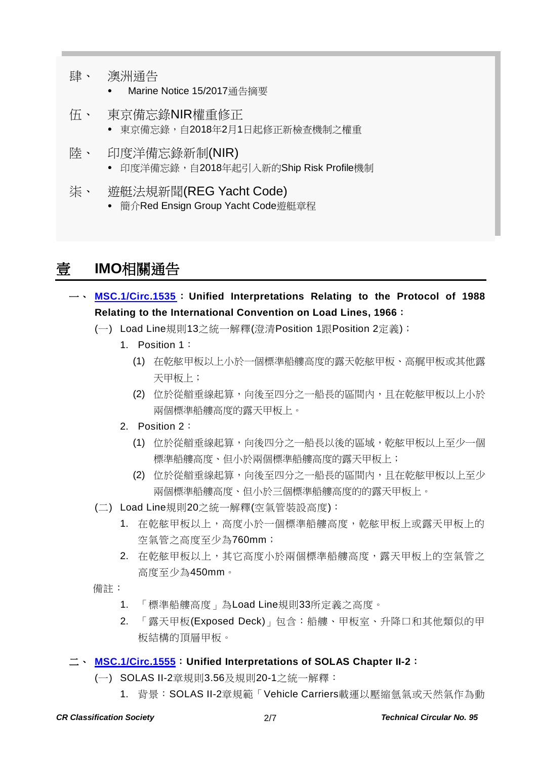肆、 澳洲通告

- Marine Notice 15/2017通告摘要

伍、 東京備忘錄NIR權重修正

- 東京備忘錄，自2018年2月1日起修正新檢查機制之權重

陸、 印度洋備忘錄新制(NIR)

- 印度洋備忘錄，自2018年起引入新的Ship Risk Profile機制

柒、 遊艇法規新聞(REG Yacht Code)

- 簡介Red Ensign Group Yacht Code遊艇章程

# 壹 IMO相關通告

一、 **MSC.1/Circ.1535：Unified Interpretations Relating to the Protocol of 1988 Relating to the International Convention on Load Lines, 1966：**

(一) Load Line規則13之統一解釋(澄清Position 1跟Position 2定義)；

1. Position 1：

(1) 在乾舷甲板以上小於一個標準船艛高度的露天乾舷甲板、高艉甲板或其他露天甲板上；

(2) 位於從艏垂線起算，向後至四分之一船長的區間內，且在乾舷甲板以上小於兩個標準船艛高度的露天甲板上。

2. Position 2：

(1) 位於從艏垂線起算，向後四分之一船長以後的區域，乾舷甲板以上至少一個標準船艛高度、但小於兩個標準船艛高度的露天甲板上；

(2) 位於從艏垂線起算，向後至四分之一船長的區間內，且在乾舷甲板以上至少兩個標準船艛高度、但小於三個標準船艛高度的的露天甲板上。

(二) Load Line規則20之統一解釋(空氣管裝設高度)：

1. 在乾舷甲板以上，高度小於一個標準船艛高度，乾舷甲板上或露天甲板上的空氣管之高度至少為760mm；

2. 在乾舷甲板以上，其它高度小於兩個標準船艛高度，露天甲板上的空氣管之高度至少為450mm。

備註：

1. 「標準船艛高度」為Load Line規則33所定義之高度。

2. 「露天甲板(Exposed Deck)」包含：船艛、甲板室、升降口和其他類似的甲板結構的頂層甲板。

二、 **MSC.1/Circ.1555：Unified Interpretations of SOLAS Chapter II-2：**

(一) SOLAS II-2章規則3.56及規則20-1之統一解釋：

1. 背景：SOLAS II-2章規範「Vehicle Carriers載運以壓縮氫氣或天然氣作為動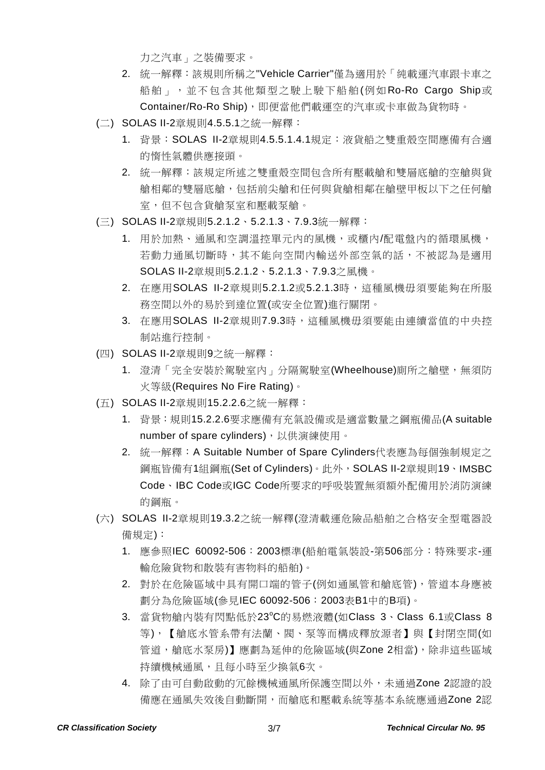力之汽車」之裝備要求。

2. 統一解釋：該規則所稱之"Vehicle Carrier"僅為適用於「純載運汽車跟卡車之船舶」，並不包含其他類型之駛上駛下船舶(例如Ro-Ro Cargo Ship或Container/Ro-Ro Ship)，即便當他們載運空的汽車或卡車做為貨物時。

(二) SOLAS II-2章規則4.5.5.1之統一解釋：

1. 背景：SOLAS II-2章規則4.5.5.1.4.1規定：液貨船之雙重殼空間應備有合適的惰性氣體供應接頭。
2. 統一解釋：該規定所述之雙重殼空間包含所有壓載艙和雙層底艙的空艙與貨艙相鄰的雙層底艙，包括前尖艙和任何與貨艙相鄰在艙壁甲板以下之任何艙室，但不包含貨艙泵室和壓載泵艙。

(三) SOLAS II-2章規則5.2.1.2、5.2.1.3、7.9.3統一解釋：

1. 用於加熱、通風和空調溫控單元內的風機，或櫃內/配電盤內的循環風機，若動力通風切斷時，其不能向空間內輸送外部空氣的話，不被認為是適用SOLAS II-2章規則5.2.1.2、5.2.1.3、7.9.3之風機。
2. 在應用SOLAS II-2章規則5.2.1.2或5.2.1.3時，這種風機毋須要能夠在所服務空間以外的易於到達位置(或安全位置)進行關閉。
3. 在應用SOLAS II-2章規則7.9.3時，這種風機毋須要能由連續當值的中央控制站進行控制。

(四) SOLAS II-2章規則9之統一解釋：

1. 澄清「完全安裝於駕駛室內」分隔駕駛室(Wheelhouse)廁所之艙壁，無須防火等級(Requires No Fire Rating)。

(五) SOLAS II-2章規則15.2.2.6之統一解釋：

1. 背景：規則15.2.2.6要求應備有充氣設備或是適當數量之鋼瓶備品(A suitable number of spare cylinders)，以供演練使用。
2. 統一解釋：A Suitable Number of Spare Cylinders代表應為每個強制規定之鋼瓶皆備有1組鋼瓶(Set of Cylinders)。此外，SOLAS II-2章規則19、IMSBC Code、IBC Code或IGC Code所要求的呼吸裝置無須額外配備用於消防演練的鋼瓶。

(六) SOLAS II-2章規則19.3.2之統一解釋(澄清載運危險品船舶之合格安全型電器設備規定)：

1. 應參照IEC 60092-506：2003標準(船舶電氣裝設-第506部分：特殊要求-運輸危險貨物和散裝有害物料的船舶)。
2. 對於在危險區域中具有開口端的管子(例如通風管和艙底管)，管道本身應被劃分為危險區域(參見IEC 60092-506：2003表B1中的B項)。
3. 當貨物艙內裝有閃點低於23°C的易燃液體(如Class 3、Class 6.1或Class 8等)，【艙底水管系帶有法蘭、閥、泵等而構成釋放源者】與【封閉空間(如管道，艙底水泵房)】應劃為延伸的危險區域(與Zone 2相當)，除非這些區域持續機械通風，且每小時至少換氣6次。
4. 除了由可自動啟動的冗餘機械通風所保護空間以外，未通過Zone 2認證的設備應在通風失效後自動斷開，而艙底和壓載系統等基本系統應通過Zone 2認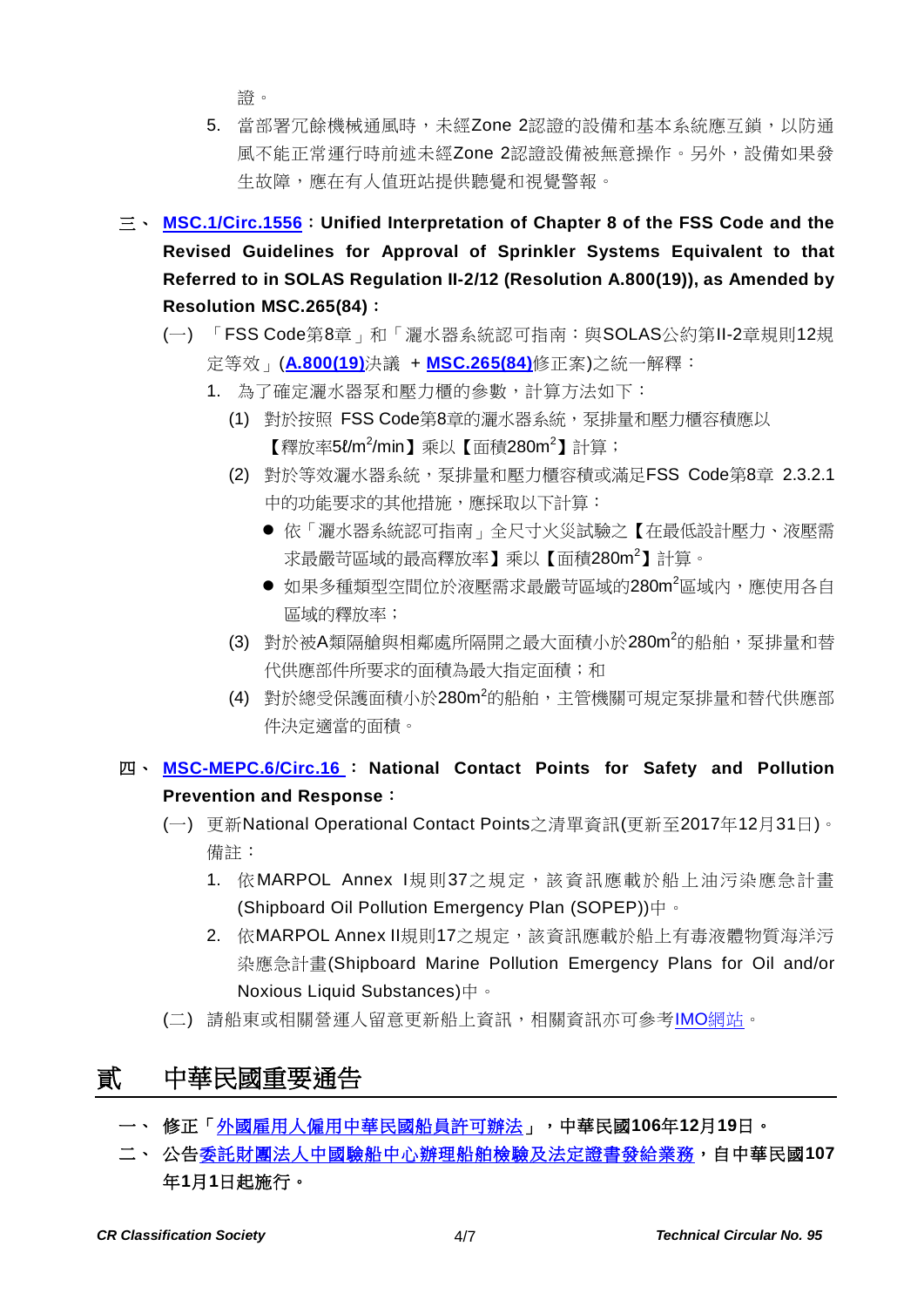證。

5. 當部署冗餘機械通風時，未經Zone 2認證的設備和基本系統應互鎖，以防通風不能正常運行時前述未經Zone 2認證設備被無意操作。另外，設備如果發生故障，應在有人值班站提供聽覺和視覺警報。

三、 **MSC.1/Circ.1556：Unified Interpretation of Chapter 8 of the FSS Code and the Revised Guidelines for Approval of Sprinkler Systems Equivalent to that Referred to in SOLAS Regulation II-2/12 (Resolution A.800(19)), as Amended by Resolution MSC.265(84)：**

(一) 「FSS Code第8章」和「灑水器系統認可指南：與SOLAS公約第II-2章規則12規定等效」(**A.800(19)**決議 + **MSC.265(84)**修正案)之統一解釋：

1. 為了確定灑水器泵和壓力櫃的參數，計算方法如下：
   (1) 對於按照 FSS Code第8章的灑水器系統，泵排量和壓力櫃容積應以【釋放率5ℓ/m$^2$/min】乘以【面積280m$^2$】計算；
   (2) 對於等效灑水器系統，泵排量和壓力櫃容積或滿足FSS Code第8章 2.3.2.1中的功能要求的其他措施，應採取以下計算：
   - 依「灑水器系統認可指南」全尺寸火災試驗之【在最低設計壓力、液壓需求最嚴苛區域的最高釋放率】乘以【面積280m$^2$】計算。
   - 如果多種類型空間位於液壓需求最嚴苛區域的280m$^2$區域內，應使用各自區域的釋放率；
   (3) 對於被A類隔艙與相鄰處所隔開之最大面積小於280m$^2$的船舶，泵排量和替代供應部件所要求的面積為最大指定面積；和
   (4) 對於總受保護面積小於280m$^2$的船舶，主管機關可規定泵排量和替代供應部件決定適當的面積。

四、 **MSC-MEPC.6/Circ.16：National Contact Points for Safety and Pollution Prevention and Response：**

(一) 更新National Operational Contact Points之清單資訊(更新至2017年12月31日)。備註：

1. 依MARPOL Annex I規則37之規定，該資訊應載於船上油污染應急計畫(Shipboard Oil Pollution Emergency Plan (SOPEP))中。
2. 依MARPOL Annex II規則17之規定，該資訊應載於船上有毒液體物質海洋污染應急計畫(Shipboard Marine Pollution Emergency Plans for Oil and/or Noxious Liquid Substances)中。

(二) 請船東或相關營運人留意更新船上資訊，相關資訊亦可參考IMO網站。

# 貳 中華民國重要通告

一、 **修正「外國雇用人僱用中華民國船員許可辦法」，中華民國106年12月19日。**

二、 **公告委託財團法人中國驗船中心辦理船舶檢驗及法定證書發給業務，自中華民國107年1月1日起施行。**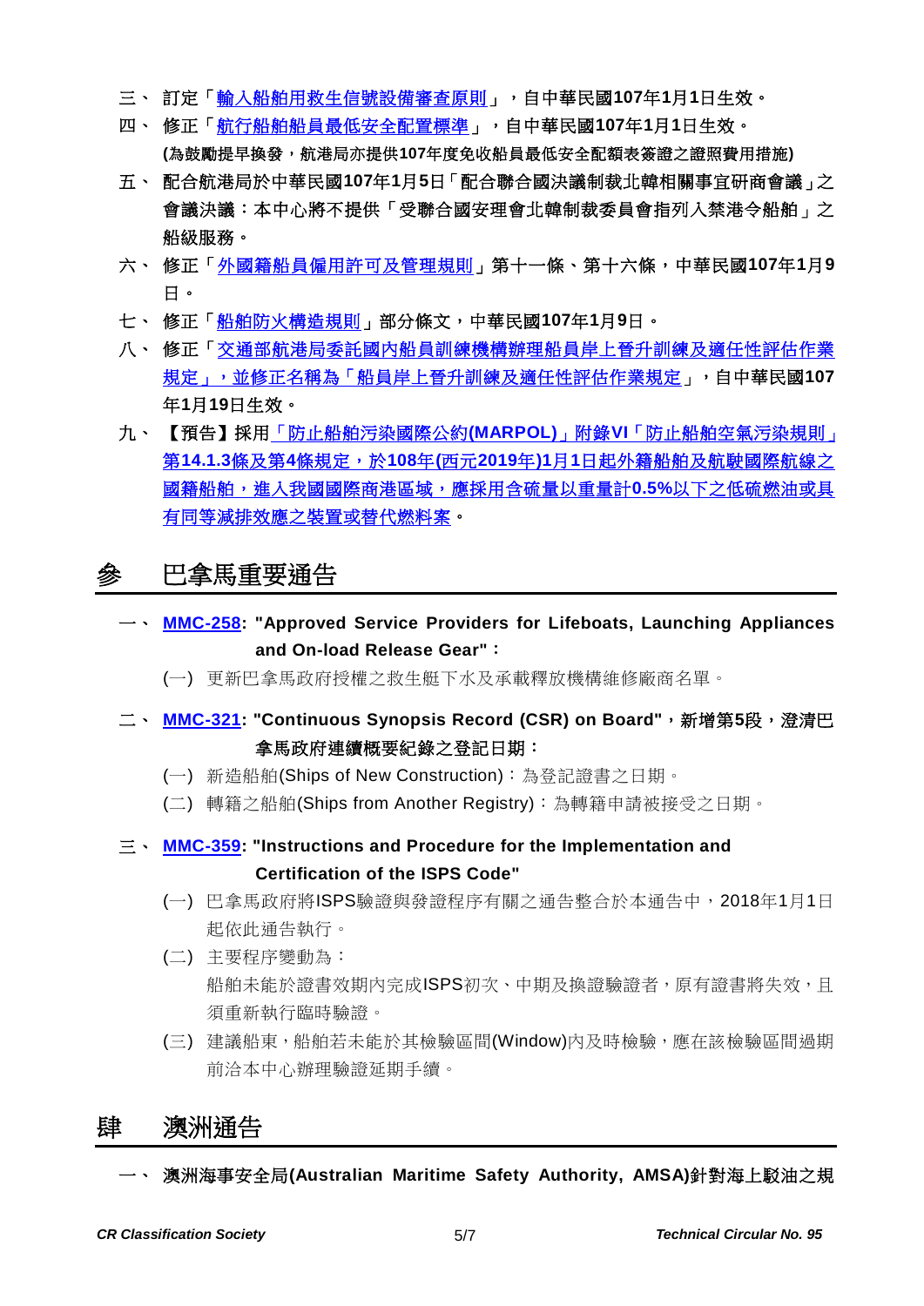三、 訂定「輸入船舶用救生信號設備審查原則」，自中華民國**107**年**1**月**1**日生效。

四、 修正「航行船舶船員最低安全配置標準」，自中華民國**107**年**1**月**1**日生效。
**(為鼓勵提早換發，航港局亦提供107年度免收船員最低安全配額表簽證之證照費用措施)**

五、 配合航港局於中華民國**107**年**1**月**5**日「配合聯合國決議制裁北韓相關事宜研商會議」之會議決議：本中心將不提供「受聯合國安理會北韓制裁委員會指列入禁港令船舶」之船級服務。

六、 修正「外國籍船員僱用許可及管理規則」第十一條、第十六條，中華民國**107**年**1**月**9**日。

七、 修正「船舶防火構造規則」部分條文，中華民國**107**年**1**月**9**日。

八、 修正「交通部航港局委託國內船員訓練機構辦理船員岸上晉升訓練及適任性評估作業規定」，並修正名稱為「船員岸上晉升訓練及適任性評估作業規定」，自中華民國**107**年**1**月**19**日生效。

九、 【預告】採用「防止船舶污染國際公約**(MARPOL)**」附錄**VI**「防止船舶空氣污染規則」第**14.1.3**條及第**4**條規定，於**108**年**(**西元**2019**年**)1**月**1**日起外籍船舶及航駛國際航線之國籍船舶，進入我國國際商港區域，應採用含硫量以重量計**0.5%**以下之低硫燃油或具有同等減排效應之裝置或替代燃料案。

# 參 巴拿馬重要通告

一、 **MMC-258: "Approved Service Providers for Lifeboats, Launching Appliances and On-load Release Gear"：**

(一) 更新巴拿馬政府授權之救生艇下水及承載釋放機構維修廠商名單。

二、 **MMC-321: "Continuous Synopsis Record (CSR) on Board"，新增第5段，澄清巴拿馬政府連續概要紀錄之登記日期：**

(一) 新造船舶(Ships of New Construction)：為登記證書之日期。

(二) 轉籍之船舶(Ships from Another Registry)：為轉籍申請被接受之日期。

三、 **MMC-359: "Instructions and Procedure for the Implementation and Certification of the ISPS Code"**

(一) 巴拿馬政府將ISPS驗證與發證程序有關之通告整合於本通告中，2018年1月1日起依此通告執行。

(二) 主要程序變動為：
船舶未能於證書效期內完成ISPS初次、中期及換證驗證者，原有證書將失效，且須重新執行臨時驗證。

(三) 建議船東，船舶若未能於其檢驗區間(Window)內及時檢驗，應在該檢驗區間過期前洽本中心辦理驗證延期手續。

# 肆 澳洲通告

一、 **澳洲海事安全局(Australian Maritime Safety Authority, AMSA)針對海上駁油之規**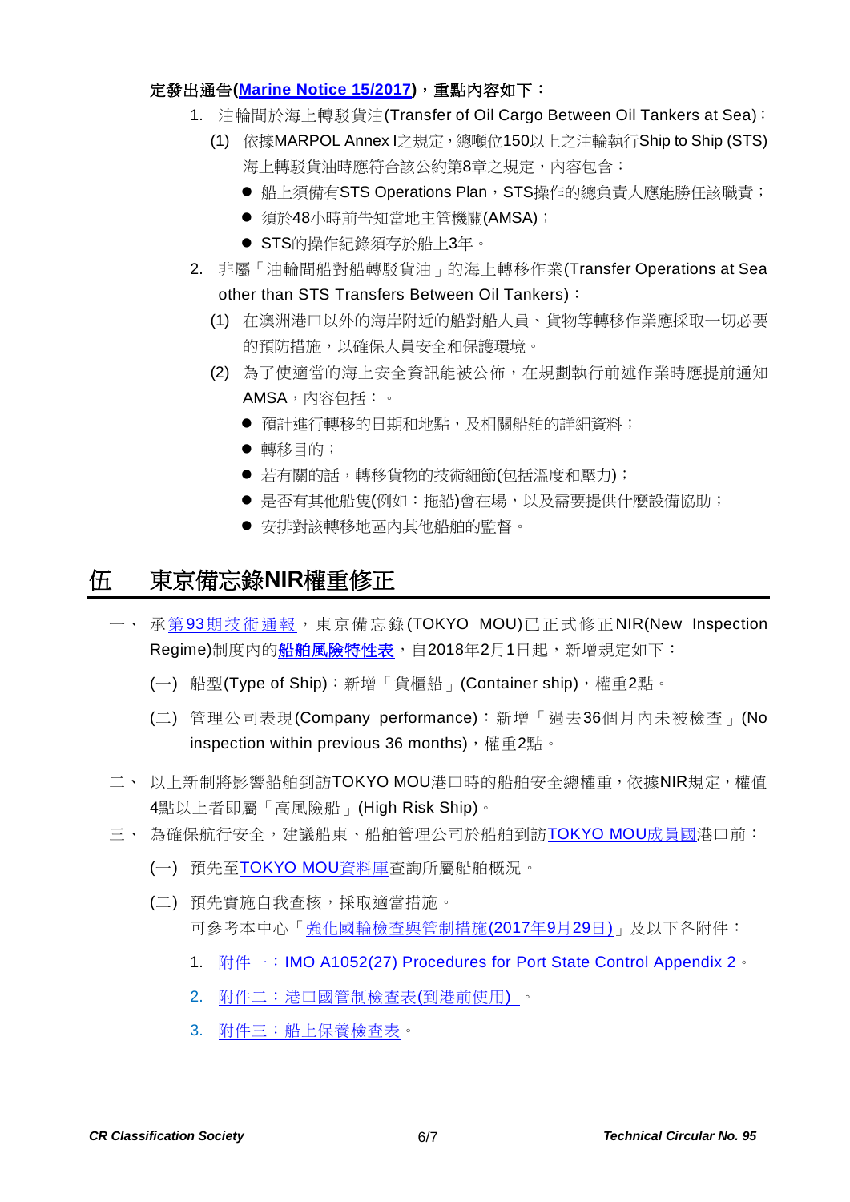**定發出通告(Marine Notice 15/2017)，重點內容如下：**

1. 油輪間於海上轉駁貨油(Transfer of Oil Cargo Between Oil Tankers at Sea)：
   (1) 依據MARPOL Annex I之規定，總噸位150以上之油輪執行Ship to Ship (STS)海上轉駁貨油時應符合該公約第8章之規定，內容包含：
   - 船上須備有STS Operations Plan，STS操作的總負責人應能勝任該職責；
   - 須於48小時前告知當地主管機關(AMSA)；
   - STS的操作紀錄須存於船上3年。
2. 非屬「油輪間船對船轉駁貨油」的海上轉移作業(Transfer Operations at Sea other than STS Transfers Between Oil Tankers)：
   (1) 在澳洲港口以外的海岸附近的船對船人員、貨物等轉移作業應採取一切必要的預防措施，以確保人員安全和保護環境。
   (2) 為了使適當的海上安全資訊能被公佈，在規劃執行前述作業時應提前通知AMSA，內容包括：。
   - 預計進行轉移的日期和地點，及相關船舶的詳細資料；
   - 轉移目的；
   - 若有關的話，轉移貨物的技術細節(包括溫度和壓力)；
   - 是否有其他船隻(例如：拖船)會在場，以及需要提供什麼設備協助；
   - 安排對該轉移地區內其他船舶的監督。

# 伍　東京備忘錄NIR權重修正

一、 承第93期技術通報，東京備忘錄(TOKYO MOU)已正式修正NIR(New Inspection Regime)制度內的**船舶風險特性表**，自2018年2月1日起，新增規定如下：

(一) 船型(Type of Ship)：新增「貨櫃船」(Container ship)，權重2點。

(二) 管理公司表現(Company performance)：新增「過去36個月內未被檢查」(No inspection within previous 36 months)，權重2點。

二、 以上新制將影響船舶到訪TOKYO MOU港口時的船舶安全總權重，依據NIR規定，權值4點以上者即屬「高風險船」(High Risk Ship)。

三、 為確保航行安全，建議船東、船舶管理公司於船舶到訪TOKYO MOU成員國港口前：

(一) 預先至TOKYO MOU資料庫查詢所屬船舶概況。

(二) 預先實施自我查核，採取適當措施。
可參考本中心「強化國輪檢查與管制措施(2017年9月29日)」及以下各附件：

1. 附件一：IMO A1052(27) Procedures for Port State Control Appendix 2。
2. 附件二：港口國管制檢查表(到港前使用)。
3. 附件三：船上保養檢查表。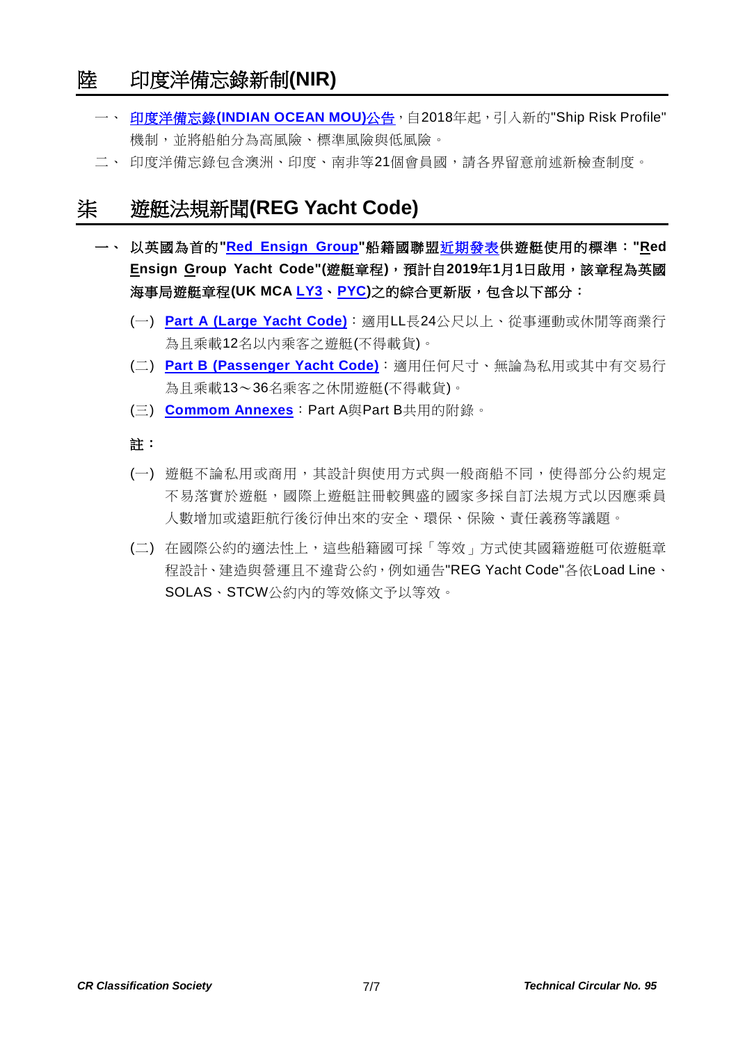## 陸　印度洋備忘錄新制(NIR)

一、 印度洋備忘錄(INDIAN OCEAN MOU)公告，自2018年起，引入新的"Ship Risk Profile"機制，並將船舶分為高風險、標準風險與低風險。

二、 印度洋備忘錄包含澳洲、印度、南非等21個會員國，請各界留意前述新檢查制度。

## 柒　遊艇法規新聞(REG Yacht Code)

**一、 以英國為首的"Red Ensign Group"船籍國聯盟近期發表供遊艇使用的標準："Red Ensign Group Yacht Code"(遊艇章程)，預計自2019年1月1日啟用，該章程為英國海事局遊艇章程(UK MCA LY3、PYC)之的綜合更新版，包含以下部分：**

(一) **Part A (Large Yacht Code)**：適用LL長24公尺以上、從事運動或休閒等商業行為且乘載12名以內乘客之遊艇(不得載貨)。

(二) **Part B (Passenger Yacht Code)**：適用任何尺寸、無論為私用或其中有交易行為且乘載13～36名乘客之休閒遊艇(不得載貨)。

(三) **Commom Annexes**：Part A與Part B共用的附錄。

**註：**

(一) 遊艇不論私用或商用，其設計與使用方式與一般商船不同，使得部分公約規定不易落實於遊艇，國際上遊艇註冊較興盛的國家多採自訂法規方式以因應乘員人數增加或遠距航行後衍伸出來的安全、環保、保險、責任義務等議題。

(二) 在國際公約的適法性上，這些船籍國可採「等效」方式使其國籍遊艇可依遊艇章程設計、建造與營運且不違背公約，例如通告"REG Yacht Code"各依Load Line、SOLAS、STCW公約內的等效條文予以等效。